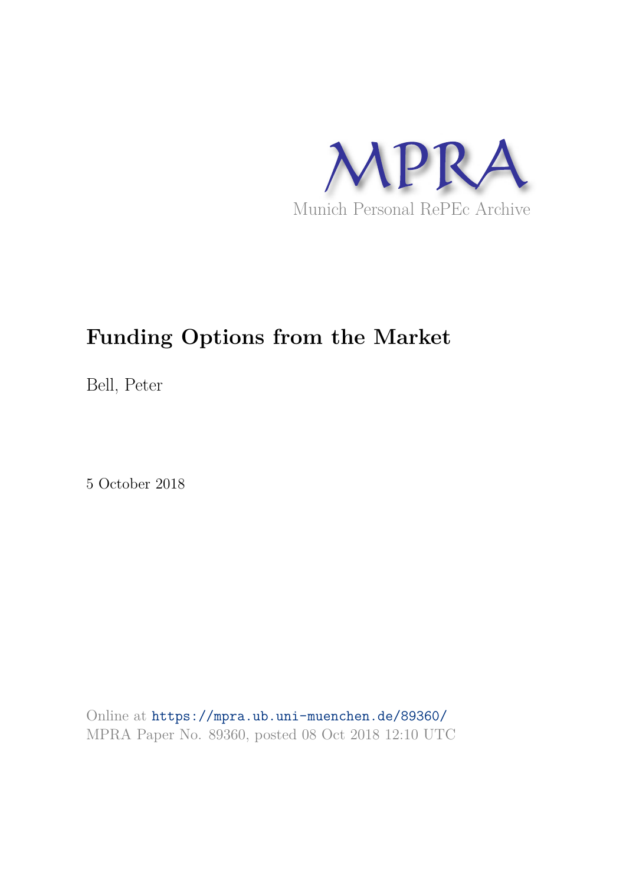MPRA

Munich Personal RePEc Archive

# Funding Options from the Market

Bell, Peter

5 October 2018

Online at https://mpra.ub.uni-muenchen.de/89360/
MPRA Paper No. 89360, posted 08 Oct 2018 12:10 UTC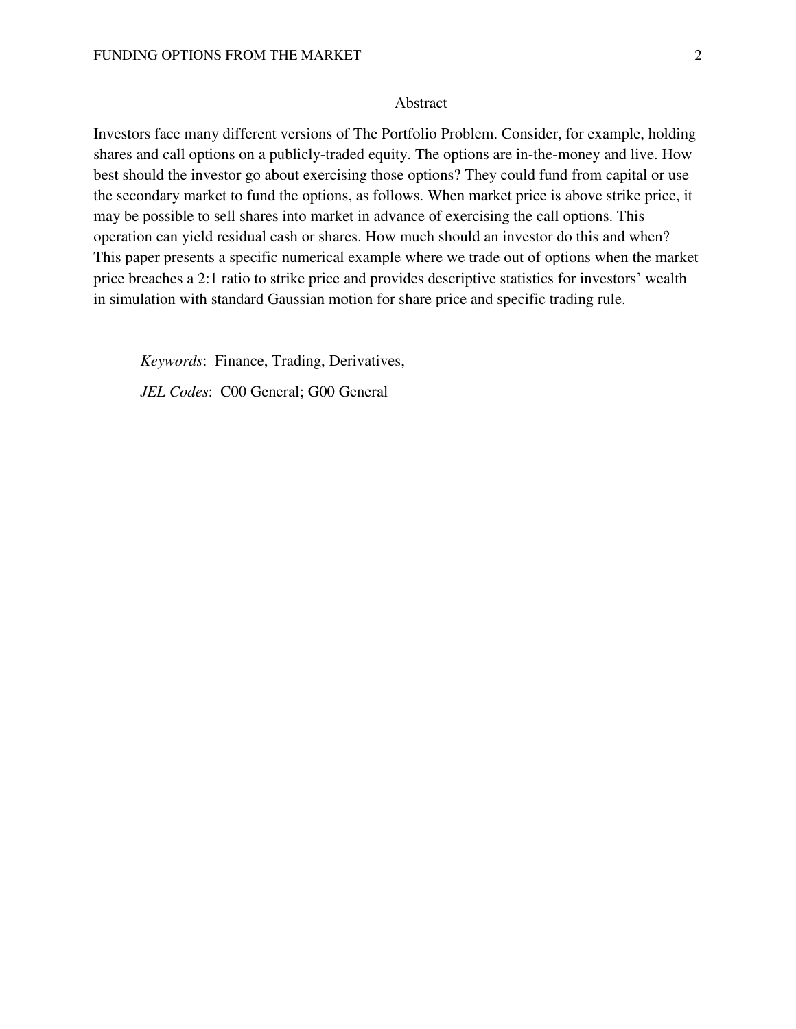## Abstract

Investors face many different versions of The Portfolio Problem. Consider, for example, holding shares and call options on a publicly-traded equity. The options are in-the-money and live. How best should the investor go about exercising those options? They could fund from capital or use the secondary market to fund the options, as follows. When market price is above strike price, it may be possible to sell shares into market in advance of exercising the call options. This operation can yield residual cash or shares. How much should an investor do this and when? This paper presents a specific numerical example where we trade out of options when the market price breaches a 2:1 ratio to strike price and provides descriptive statistics for investors' wealth in simulation with standard Gaussian motion for share price and specific trading rule.

*Keywords*: Finance, Trading, Derivatives,

*JEL Codes*: C00 General; G00 General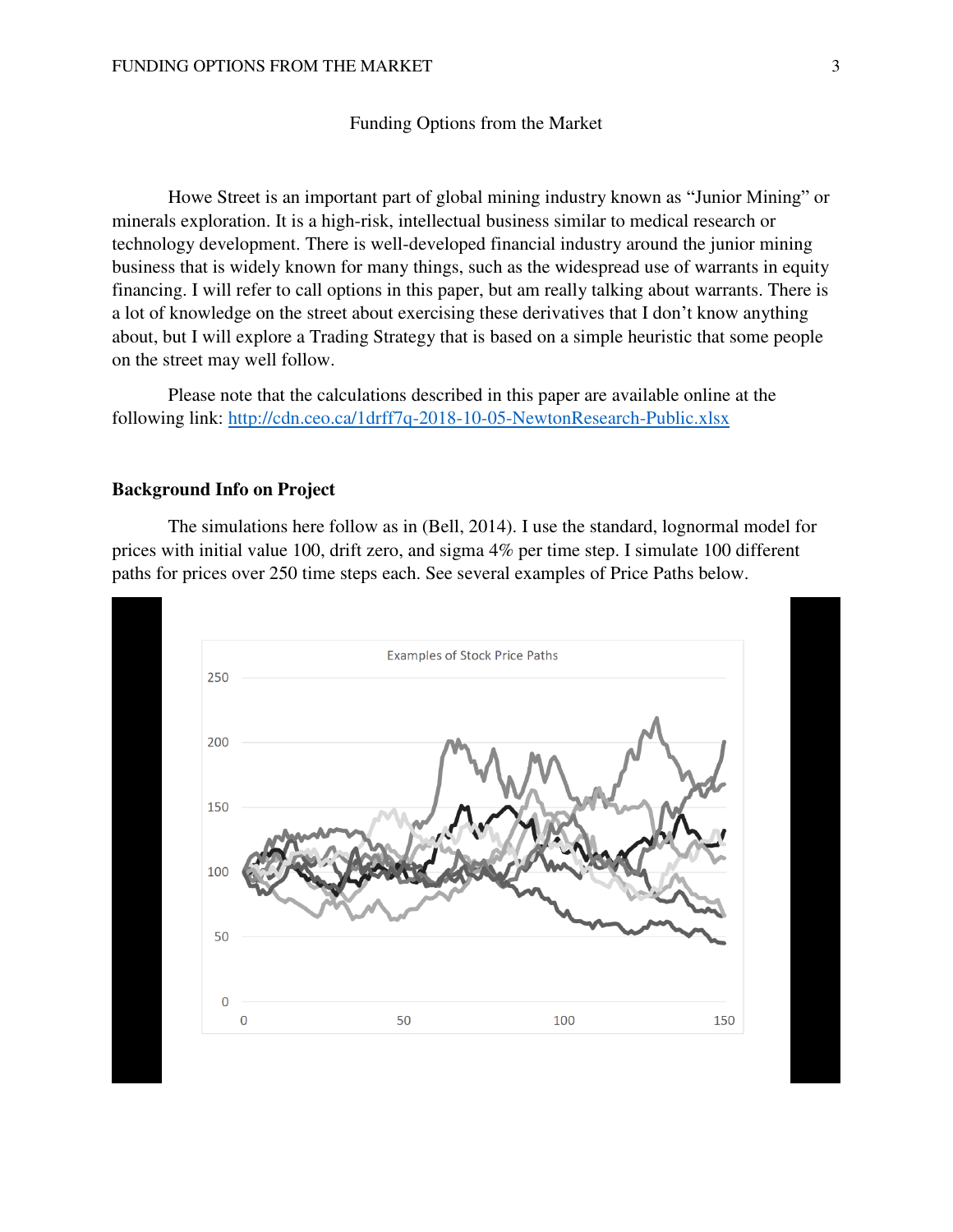# Funding Options from the Market

Howe Street is an important part of global mining industry known as “Junior Mining” or minerals exploration. It is a high-risk, intellectual business similar to medical research or technology development. There is well-developed financial industry around the junior mining business that is widely known for many things, such as the widespread use of warrants in equity financing. I will refer to call options in this paper, but am really talking about warrants. There is a lot of knowledge on the street about exercising these derivatives that I don’t know anything about, but I will explore a Trading Strategy that is based on a simple heuristic that some people on the street may well follow.

Please note that the calculations described in this paper are available online at the following link: [http://cdn.ceo.ca/1drff7q-2018-10-05-NewtonResearch-Public.xlsx](http://cdn.ceo.ca/1drff7q-2018-10-05-NewtonResearch-Public.xlsx)

## Background Info on Project

The simulations here follow as in (Bell, 2014). I use the standard, lognormal model for prices with initial value 100, drift zero, and sigma 4% per time step. I simulate 100 different paths for prices over 250 time steps each. See several examples of Price Paths below.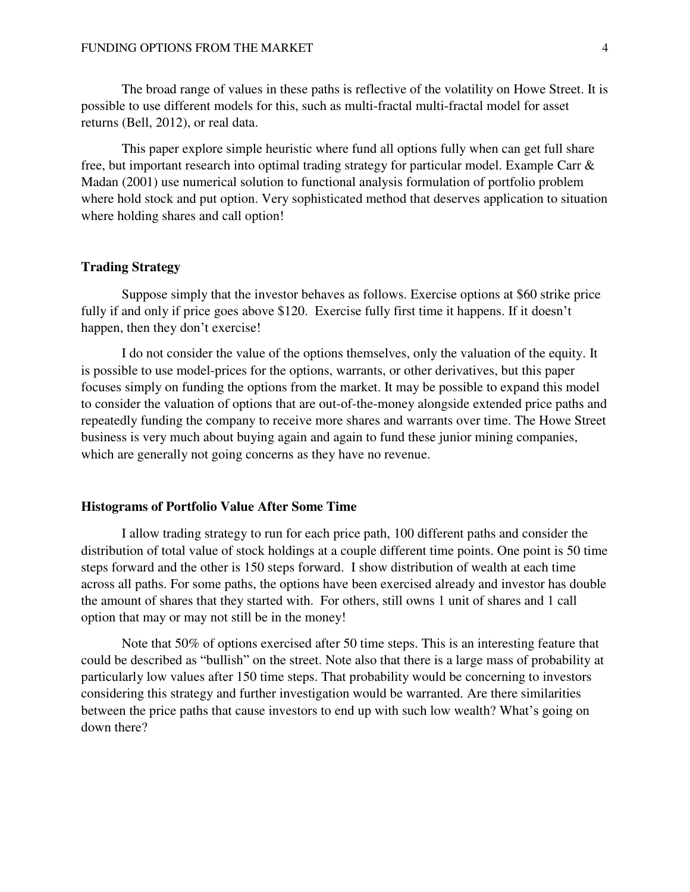The broad range of values in these paths is reflective of the volatility on Howe Street. It is possible to use different models for this, such as multi-fractal multi-fractal model for asset returns (Bell, 2012), or real data.

This paper explore simple heuristic where fund all options fully when can get full share free, but important research into optimal trading strategy for particular model. Example Carr & Madan (2001) use numerical solution to functional analysis formulation of portfolio problem where hold stock and put option. Very sophisticated method that deserves application to situation where holding shares and call option!

## Trading Strategy

Suppose simply that the investor behaves as follows. Exercise options at $60 strike price fully if and only if price goes above $120. Exercise fully first time it happens. If it doesn't happen, then they don't exercise!

I do not consider the value of the options themselves, only the valuation of the equity. It is possible to use model-prices for the options, warrants, or other derivatives, but this paper focuses simply on funding the options from the market. It may be possible to expand this model to consider the valuation of options that are out-of-the-money alongside extended price paths and repeatedly funding the company to receive more shares and warrants over time. The Howe Street business is very much about buying again and again to fund these junior mining companies, which are generally not going concerns as they have no revenue.

## Histograms of Portfolio Value After Some Time

I allow trading strategy to run for each price path, 100 different paths and consider the distribution of total value of stock holdings at a couple different time points. One point is 50 time steps forward and the other is 150 steps forward. I show distribution of wealth at each time across all paths. For some paths, the options have been exercised already and investor has double the amount of shares that they started with. For others, still owns 1 unit of shares and 1 call option that may or may not still be in the money!

Note that 50% of options exercised after 50 time steps. This is an interesting feature that could be described as "bullish" on the street. Note also that there is a large mass of probability at particularly low values after 150 time steps. That probability would be concerning to investors considering this strategy and further investigation would be warranted. Are there similarities between the price paths that cause investors to end up with such low wealth? What's going on down there?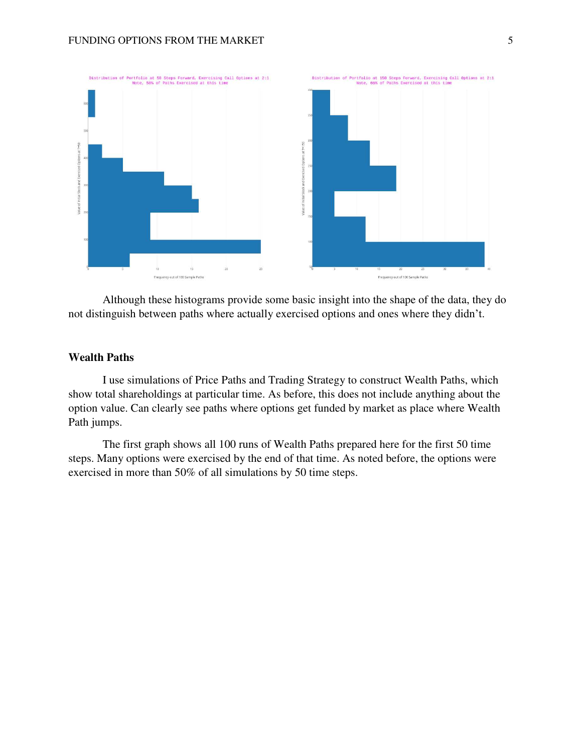Although these histograms provide some basic insight into the shape of the data, they do not distinguish between paths where actually exercised options and ones where they didn't.

### Wealth Paths

I use simulations of Price Paths and Trading Strategy to construct Wealth Paths, which show total shareholdings at particular time. As before, this does not include anything about the option value. Can clearly see paths where options get funded by market as place where Wealth Path jumps.

The first graph shows all 100 runs of Wealth Paths prepared here for the first 50 time steps. Many options were exercised by the end of that time. As noted before, the options were exercised in more than 50% of all simulations by 50 time steps.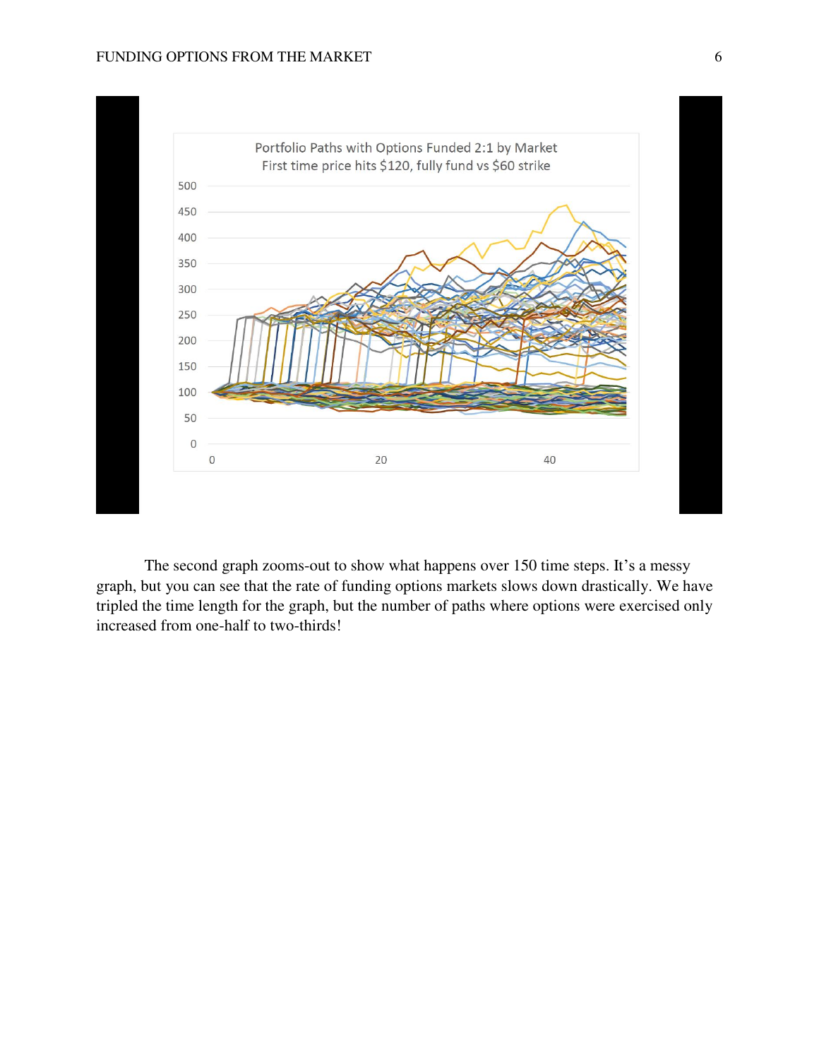The second graph zooms-out to show what happens over 150 time steps. It's a messy graph, but you can see that the rate of funding options markets slows down drastically. We have tripled the time length for the graph, but the number of paths where options were exercised only increased from one-half to two-thirds!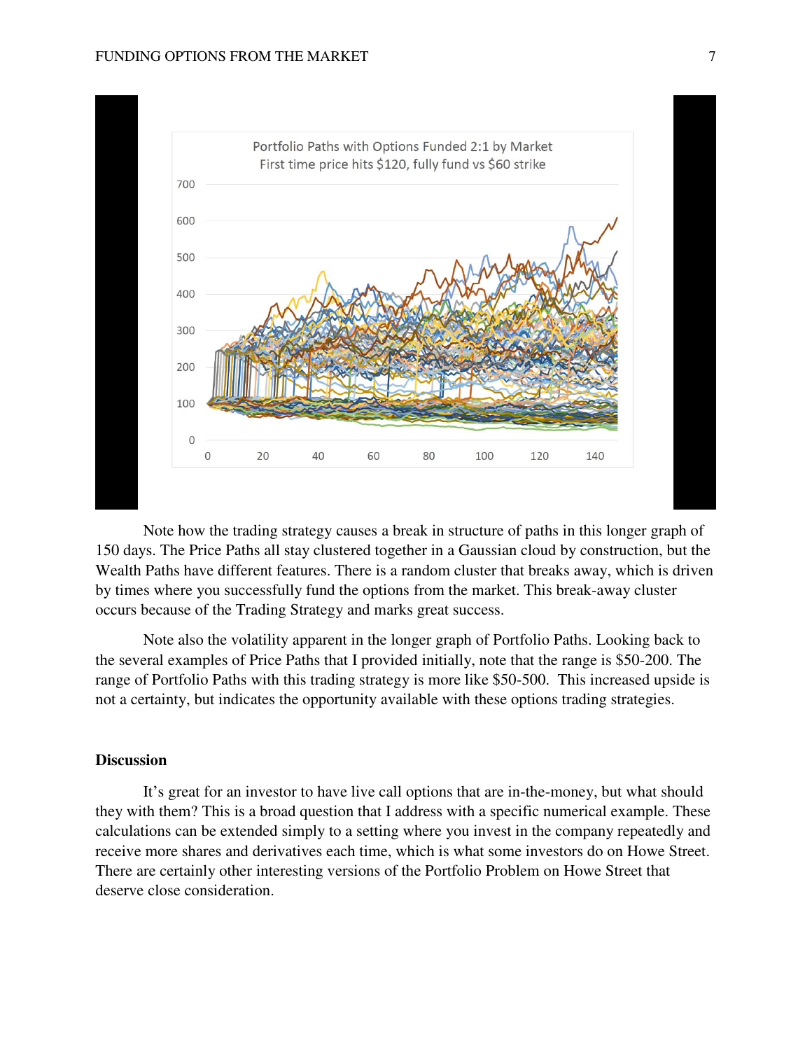Note how the trading strategy causes a break in structure of paths in this longer graph of 150 days. The Price Paths all stay clustered together in a Gaussian cloud by construction, but the Wealth Paths have different features. There is a random cluster that breaks away, which is driven by times where you successfully fund the options from the market. This break-away cluster occurs because of the Trading Strategy and marks great success.

Note also the volatility apparent in the longer graph of Portfolio Paths. Looking back to the several examples of Price Paths that I provided initially, note that the range is $50-200. The range of Portfolio Paths with this trading strategy is more like $50-500. This increased upside is not a certainty, but indicates the opportunity available with these options trading strategies.

## Discussion

It's great for an investor to have live call options that are in-the-money, but what should they with them? This is a broad question that I address with a specific numerical example. These calculations can be extended simply to a setting where you invest in the company repeatedly and receive more shares and derivatives each time, which is what some investors do on Howe Street. There are certainly other interesting versions of the Portfolio Problem on Howe Street that deserve close consideration.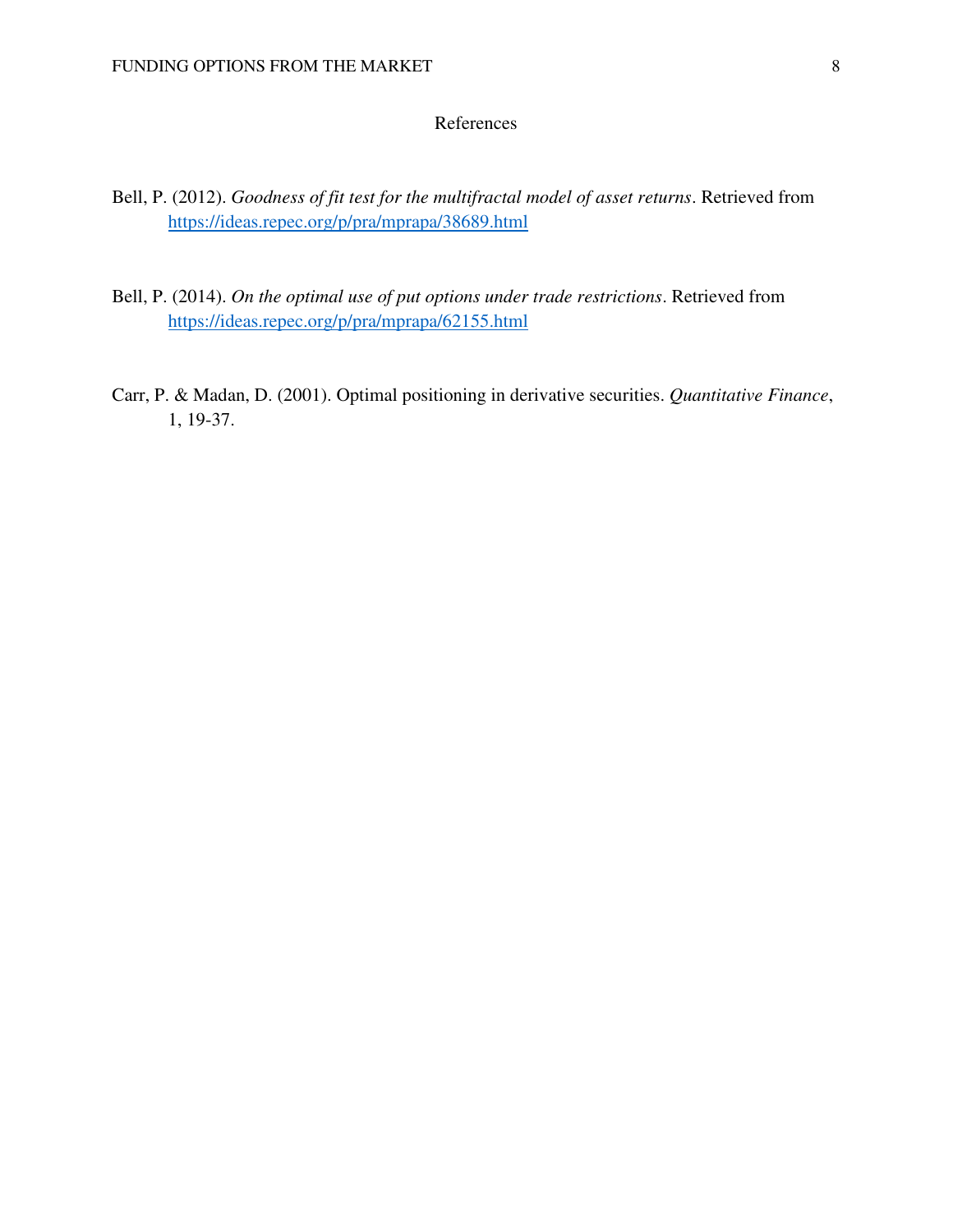# References

Bell, P. (2012). *Goodness of fit test for the multifractal model of asset returns*. Retrieved from https://ideas.repec.org/p/pra/mprapa/38689.html

Bell, P. (2014). *On the optimal use of put options under trade restrictions*. Retrieved from https://ideas.repec.org/p/pra/mprapa/62155.html

Carr, P. & Madan, D. (2001). Optimal positioning in derivative securities. *Quantitative Finance*, 1, 19-37.